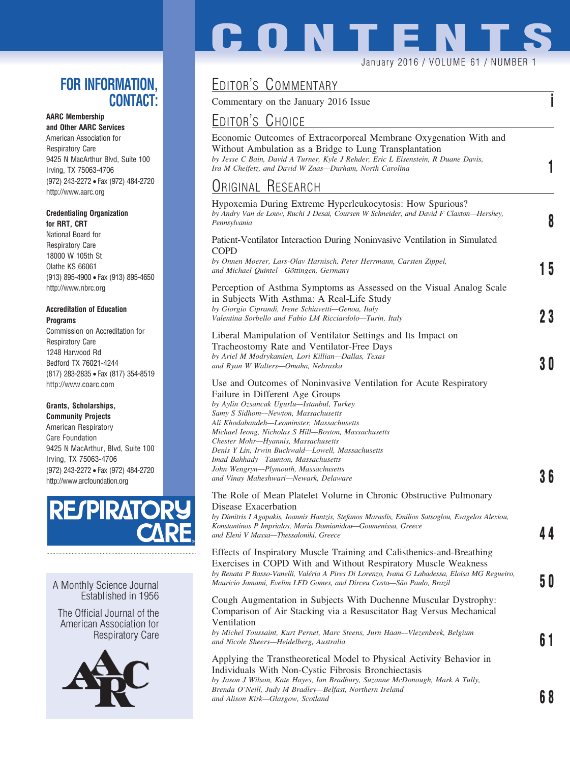# CONTENTS

January 2016 / VOLUME 61 / NUMBER 1

## FOR INFORMATION, CONTACT:

**AARC Membership and Other AARC Services**
American Association for Respiratory Care
9425 N MacArthur Blvd, Suite 100
Irving, TX 75063-4706
(972) 243-2272 • Fax (972) 484-2720
http://www.aarc.org

**Credentialing Organization for RRT, CRT**
National Board for Respiratory Care
18000 W 105th St
Olathe KS 66061
(913) 895-4900 • Fax (913) 895-4650
http://www.nbrc.org

**Accreditation of Education Programs**
Commission on Accreditation for Respiratory Care
1248 Harwood Rd
Bedford TX 76021-4244
(817) 283-2835 • Fax (817) 354-8519
http://www.coarc.com

**Grants, Scholarships, Community Projects**
American Respiratory Care Foundation
9425 N MacArthur, Blvd, Suite 100
Irving, TX 75063-4706
(972) 243-2272 • Fax (972) 484-2720
http://www.arcfoundation.org

RESPIRATORY CARE

A Monthly Science Journal Established in 1956

The Official Journal of the American Association for Respiratory Care

## Editor's Commentary

Commentary on the January 2016 Issue — **i**

## Editor's Choice

Economic Outcomes of Extracorporeal Membrane Oxygenation With and Without Ambulation as a Bridge to Lung Transplantation
*by Jesse C Bain, David A Turner, Kyle J Rehder, Eric L Eisenstein, R Duane Davis, Ira M Cheifetz, and David W Zaas—Durham, North Carolina* — **1**

## Original Research

Hypoxemia During Extreme Hyperleukocytosis: How Spurious?
*by Andry Van de Louw, Ruchi J Desai, Coursen W Schneider, and David F Claxton—Hershey, Pennsylvania* — **8**

Patient-Ventilator Interaction During Noninvasive Ventilation in Simulated COPD
*by Onnen Moerer, Lars-Olav Harnisch, Peter Herrmann, Carsten Zippel, and Michael Quintel—Göttingen, Germany* — **15**

Perception of Asthma Symptoms as Assessed on the Visual Analog Scale in Subjects With Asthma: A Real-Life Study
*by Giorgio Ciprandi, Irene Schiavetti—Genoa, Italy*
*Valentina Sorbello and Fabio LM Ricciardolo—Turin, Italy* — **23**

Liberal Manipulation of Ventilator Settings and Its Impact on Tracheostomy Rate and Ventilator-Free Days
*by Ariel M Modrykamien, Lori Killian—Dallas, Texas*
*and Ryan W Walters—Omaha, Nebraska* — **30**

Use and Outcomes of Noninvasive Ventilation for Acute Respiratory Failure in Different Age Groups
*by Aylin Ozsancak Ugurlu—Istanbul, Turkey*
*Samy S Sidhom—Newton, Massachusetts*
*Ali Khodabandeh—Leominster, Massachusetts*
*Michael Ieong, Nicholas S Hill—Boston, Massachusetts*
*Chester Mohr—Hyannis, Massachusetts*
*Denis Y Lin, Irwin Buchwald—Lowell, Massachusetts*
*Imad Bahhady—Taunton, Massachusetts*
*John Wengryn—Plymouth, Massachusetts*
*and Vinay Maheshwari—Newark, Delaware* — **36**

The Role of Mean Platelet Volume in Chronic Obstructive Pulmonary Disease Exacerbation
*by Dimitris I Agapakis, Ioannis Hantzis, Stefanos Maraslis, Emilios Satsoglou, Evagelos Alexiou, Konstantinos P Imprialos, Maria Damianidou—Goumenissa, Greece*
*and Eleni V Massa—Thessaloniki, Greece* — **44**

Effects of Inspiratory Muscle Training and Calisthenics-and-Breathing Exercises in COPD With and Without Respiratory Muscle Weakness
*by Renata P Basso-Vanelli, Valéria A Pires Di Lorenzo, Ivana G Labadessa, Eloisa MG Regueiro, Mauricio Jamami, Evelim LFD Gomes, and Dirceu Costa—São Paulo, Brazil* — **50**

Cough Augmentation in Subjects With Duchenne Muscular Dystrophy: Comparison of Air Stacking via a Resuscitator Bag Versus Mechanical Ventilation
*by Michel Toussaint, Kurt Pernet, Marc Steens, Jurn Haan—Vlezenbeek, Belgium*
*and Nicole Sheers—Heidelberg, Australia* — **61**

Applying the Transtheoretical Model to Physical Activity Behavior in Individuals With Non-Cystic Fibrosis Bronchiectasis
*by Jason J Wilson, Kate Hayes, Ian Bradbury, Suzanne McDonough, Mark A Tully, Brenda O'Neill, Judy M Bradley—Belfast, Northern Ireland*
*and Alison Kirk—Glasgow, Scotland* — **68**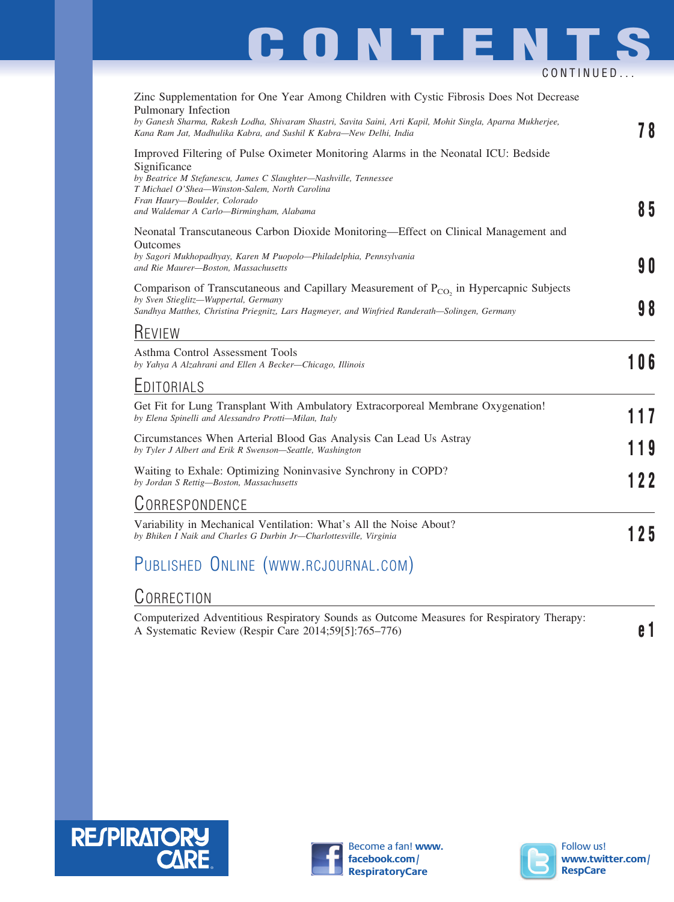# CONTENTS

CONTINUED...

Zinc Supplementation for One Year Among Children with Cystic Fibrosis Does Not Decrease Pulmonary Infection
*by Ganesh Sharma, Rakesh Lodha, Shivaram Shastri, Savita Saini, Arti Kapil, Mohit Singla, Aparna Mukherjee, Kana Ram Jat, Madhulika Kabra, and Sushil K Kabra—New Delhi, India* **78**

Improved Filtering of Pulse Oximeter Monitoring Alarms in the Neonatal ICU: Bedside Significance
*by Beatrice M Stefanescu, James C Slaughter—Nashville, Tennessee*
*T Michael O'Shea—Winston-Salem, North Carolina*
*Fran Haury—Boulder, Colorado*
*and Waldemar A Carlo—Birmingham, Alabama* **85**

Neonatal Transcutaneous Carbon Dioxide Monitoring—Effect on Clinical Management and Outcomes
*by Sagori Mukhopadhyay, Karen M Puopolo—Philadelphia, Pennsylvania*
*and Rie Maurer—Boston, Massachusetts* **90**

Comparison of Transcutaneous and Capillary Measurement of $P_{CO_2}$ in Hypercapnic Subjects
*by Sven Stieglitz—Wuppertal, Germany*
*Sandhya Matthes, Christina Priegnitz, Lars Hagmeyer, and Winfried Randerath—Solingen, Germany* **98**

## Review

Asthma Control Assessment Tools
*by Yahya A Alzahrani and Ellen A Becker—Chicago, Illinois* **106**

## Editorials

Get Fit for Lung Transplant With Ambulatory Extracorporeal Membrane Oxygenation!
*by Elena Spinelli and Alessandro Protti—Milan, Italy* **117**

Circumstances When Arterial Blood Gas Analysis Can Lead Us Astray
*by Tyler J Albert and Erik R Swenson—Seattle, Washington* **119**

Waiting to Exhale: Optimizing Noninvasive Synchrony in COPD?
*by Jordan S Rettig—Boston, Massachusetts* **122**

## Correspondence

Variability in Mechanical Ventilation: What's All the Noise About?
*by Bhiken I Naik and Charles G Durbin Jr—Charlottesville, Virginia* **125**

## Published Online (www.rcjournal.com)

## Correction

Computerized Adventitious Respiratory Sounds as Outcome Measures for Respiratory Therapy: A Systematic Review (Respir Care 2014;59[5]:765–776) **e1**

RESPIRATORY CARE

Become a fan! www.facebook.com/RespiratoryCare

Follow us! www.twitter.com/RespCare